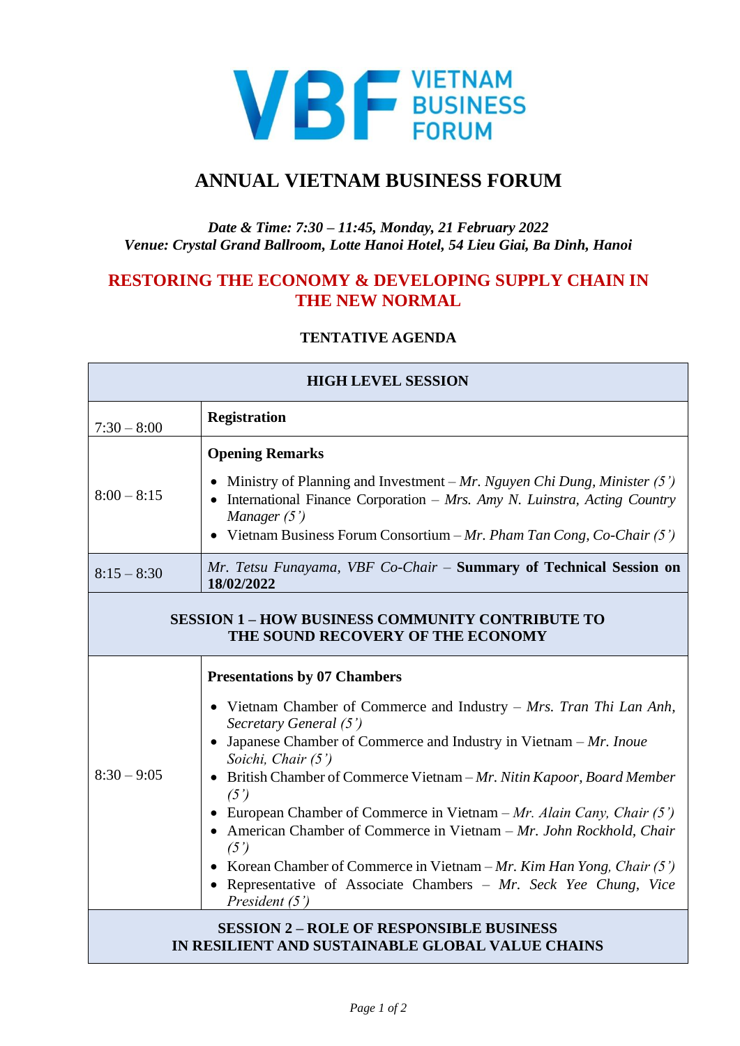VIETNAM BUSINESS FORUM

# ANNUAL VIETNAM BUSINESS FORUM

*Date & Time: 7:30 – 11:45, Monday, 21 February 2022*
*Venue: Crystal Grand Ballroom, Lotte Hanoi Hotel, 54 Lieu Giai, Ba Dinh, Hanoi*

## RESTORING THE ECONOMY & DEVELOPING SUPPLY CHAIN IN THE NEW NORMAL

### TENTATIVE AGENDA

| **HIGH LEVEL SESSION** | |
|---|---|
| 7:30 – 8:00 | **Registration** |
| 8:00 – 8:15 | **Opening Remarks**<br>• Ministry of Planning and Investment – *Mr. Nguyen Chi Dung, Minister (5')*<br>• International Finance Corporation – *Mrs. Amy N. Luinstra, Acting Country Manager (5')*<br>• Vietnam Business Forum Consortium – *Mr. Pham Tan Cong, Co-Chair (5')* |
| 8:15 – 8:30 | *Mr. Tetsu Funayama, VBF Co-Chair* – **Summary of Technical Session on 18/02/2022** |
| **SESSION 1 – HOW BUSINESS COMMUNITY CONTRIBUTE TO THE SOUND RECOVERY OF THE ECONOMY** | |
| 8:30 – 9:05 | **Presentations by 07 Chambers**<br>• Vietnam Chamber of Commerce and Industry – *Mrs. Tran Thi Lan Anh, Secretary General (5')*<br>• Japanese Chamber of Commerce and Industry in Vietnam – *Mr. Inoue Soichi, Chair (5')*<br>• British Chamber of Commerce Vietnam – *Mr. Nitin Kapoor, Board Member (5')*<br>• European Chamber of Commerce in Vietnam – *Mr. Alain Cany, Chair (5')*<br>• American Chamber of Commerce in Vietnam – *Mr. John Rockhold, Chair (5')*<br>• Korean Chamber of Commerce in Vietnam – *Mr. Kim Han Yong, Chair (5')*<br>• Representative of Associate Chambers – *Mr. Seck Yee Chung, Vice President (5')* |
| **SESSION 2 – ROLE OF RESPONSIBLE BUSINESS IN RESILIENT AND SUSTAINABLE GLOBAL VALUE CHAINS** | |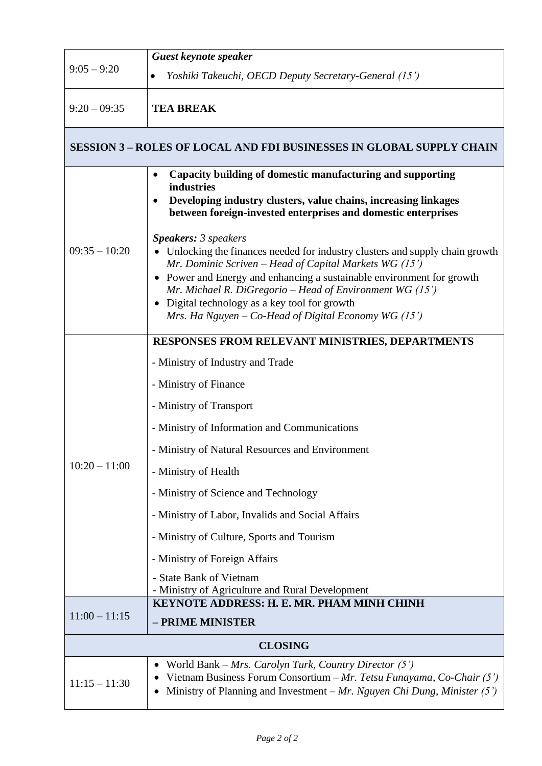| | |
|---|---|
| 9:05 – 9:20 | ***Guest keynote speaker***<br>• *Yoshiki Takeuchi, OECD Deputy Secretary-General (15')* |
| 9:20 – 09:35 | **TEA BREAK** |
| **SESSION 3 – ROLES OF LOCAL AND FDI BUSINESSES IN GLOBAL SUPPLY CHAIN** | |
| 09:35 – 10:20 | • **Capacity building of domestic manufacturing and supporting industries**<br>• **Developing industry clusters, value chains, increasing linkages between foreign-invested enterprises and domestic enterprises**<br><br>***Speakers:*** *3 speakers*<br>• Unlocking the finances needed for industry clusters and supply chain growth *Mr. Dominic Scriven – Head of Capital Markets WG (15')*<br>• Power and Energy and enhancing a sustainable environment for growth *Mr. Michael R. DiGregorio – Head of Environment WG (15')*<br>• Digital technology as a key tool for growth *Mrs. Ha Nguyen – Co-Head of Digital Economy WG (15')* |
| 10:20 – 11:00 | **RESPONSES FROM RELEVANT MINISTRIES, DEPARTMENTS**<br>- Ministry of Industry and Trade<br>- Ministry of Finance<br>- Ministry of Transport<br>- Ministry of Information and Communications<br>- Ministry of Natural Resources and Environment<br>- Ministry of Health<br>- Ministry of Science and Technology<br>- Ministry of Labor, Invalids and Social Affairs<br>- Ministry of Culture, Sports and Tourism<br>- Ministry of Foreign Affairs<br>- State Bank of Vietnam<br>- Ministry of Agriculture and Rural Development |
| 11:00 – 11:15 | **KEYNOTE ADDRESS: H. E. MR. PHAM MINH CHINH – PRIME MINISTER** |
| **CLOSING** | |
| 11:15 – 11:30 | • World Bank – *Mrs. Carolyn Turk, Country Director (5')*<br>• Vietnam Business Forum Consortium – *Mr. Tetsu Funayama, Co-Chair (5')*<br>• Ministry of Planning and Investment – *Mr. Nguyen Chi Dung, Minister (5')* |